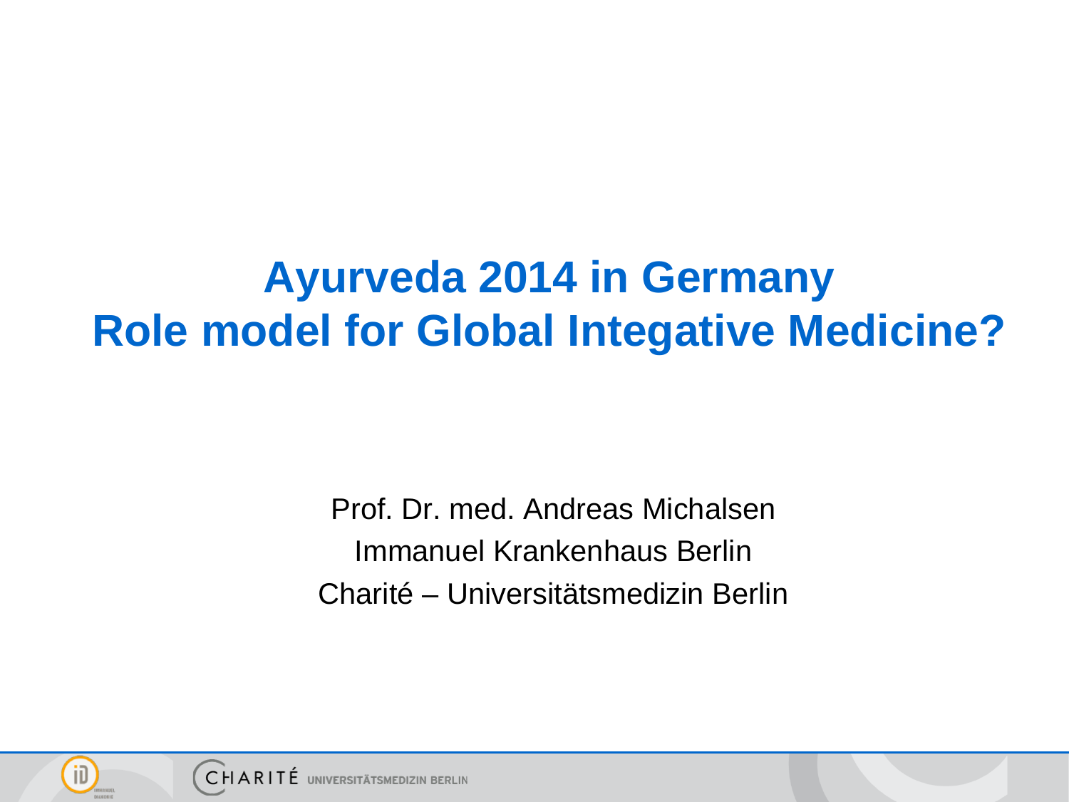# Ayurveda 2014 in Germany
# Role model for Global Integative Medicine?

Prof. Dr. med. Andreas Michalsen

Immanuel Krankenhaus Berlin

Charité – Universitätsmedizin Berlin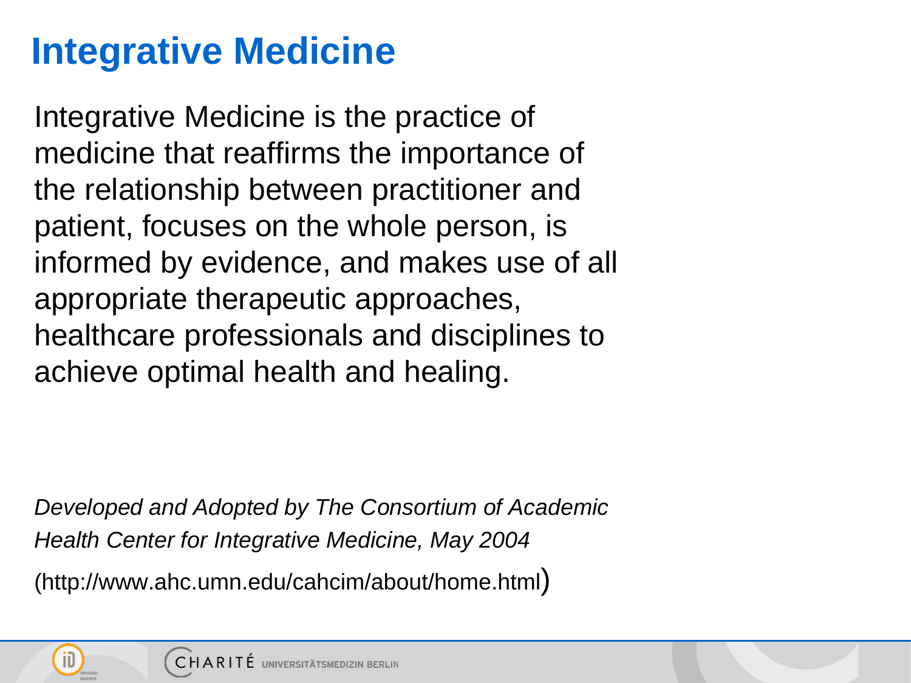# Integrative Medicine

Integrative Medicine is the practice of medicine that reaffirms the importance of the relationship between practitioner and patient, focuses on the whole person, is informed by evidence, and makes use of all appropriate therapeutic approaches, healthcare professionals and disciplines to achieve optimal health and healing.

*Developed and Adopted by The Consortium of Academic Health Center for Integrative Medicine, May 2004*

(http://www.ahc.umn.edu/cahcim/about/home.html)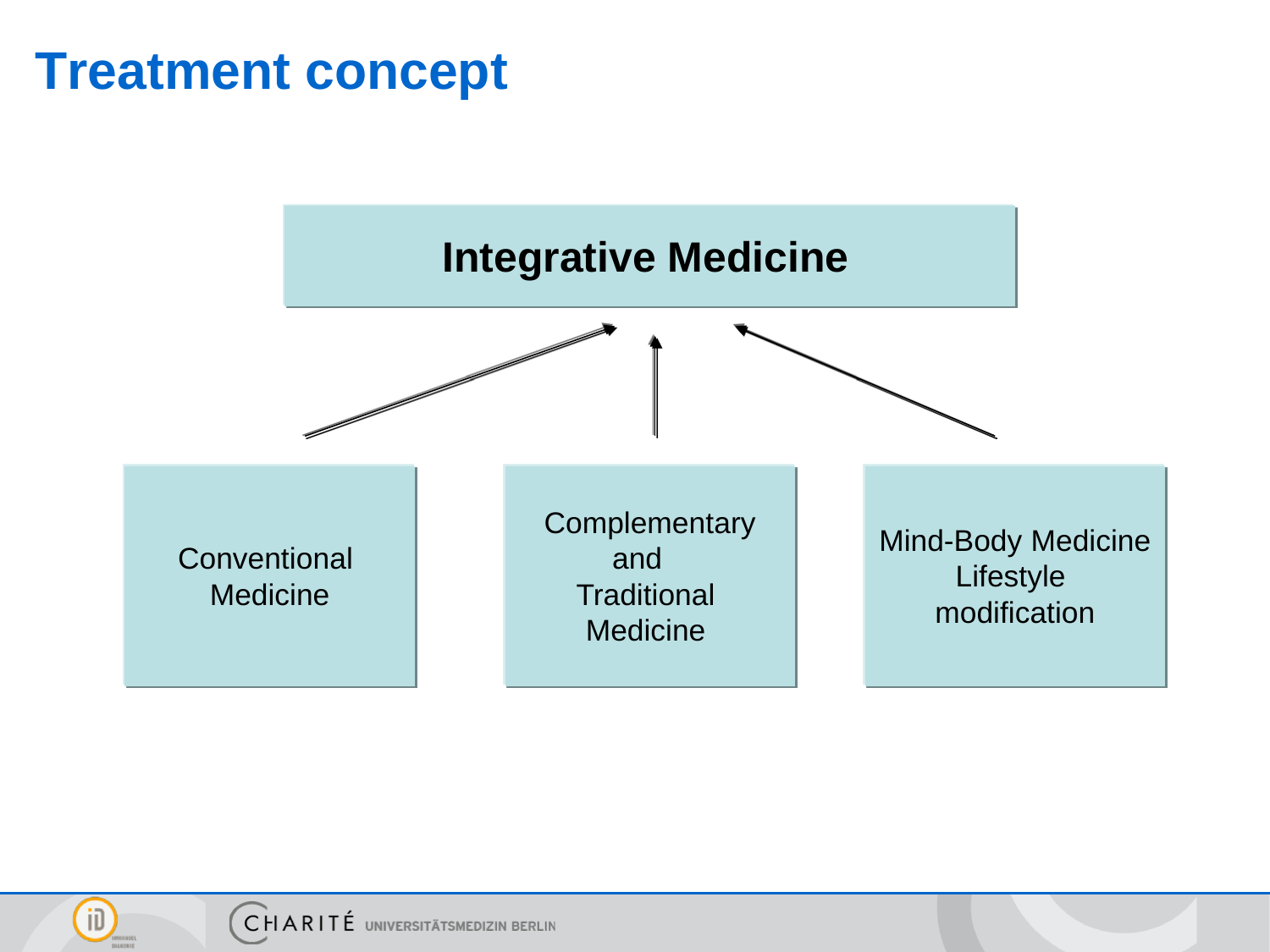# Treatment concept

Integrative Medicine

Conventional Medicine

Complementary and Traditional Medicine

Mind-Body Medicine Lifestyle modification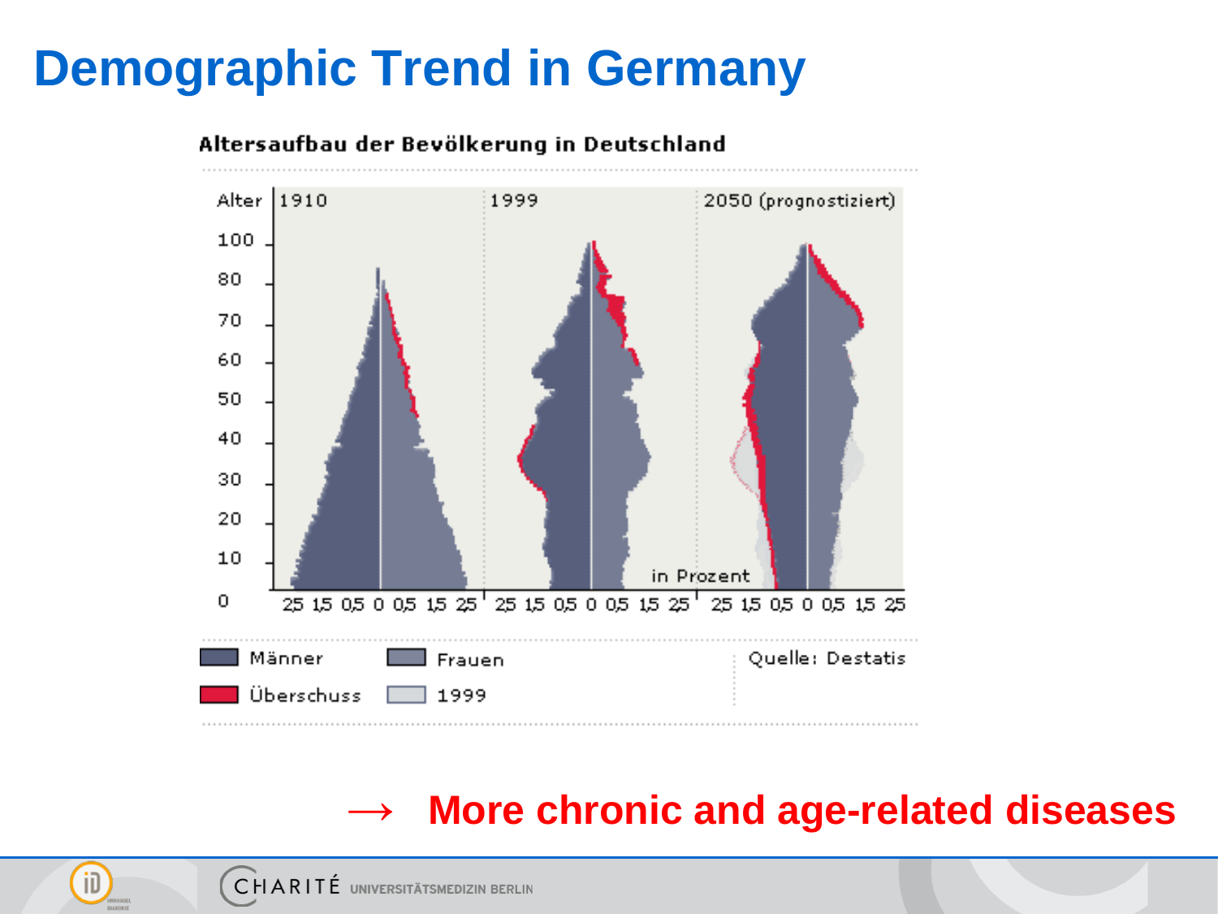# Demographic Trend in Germany

Altersaufbau der Bevölkerung in Deutschland

Alter

1910

1999

2050 (prognostiziert)

100

80

70

60

50

40

30

20

10

0

in Prozent

2,5 1,5 0,5 0 0,5 1,5 2,5 2,5 1,5 0,5 0 0,5 1,5 2,5 2,5 1,5 0,5 0 0,5 1,5 2,5

Männer

Frauen

Überschuss

1999

Quelle: Destatis

→ **More chronic and age-related diseases**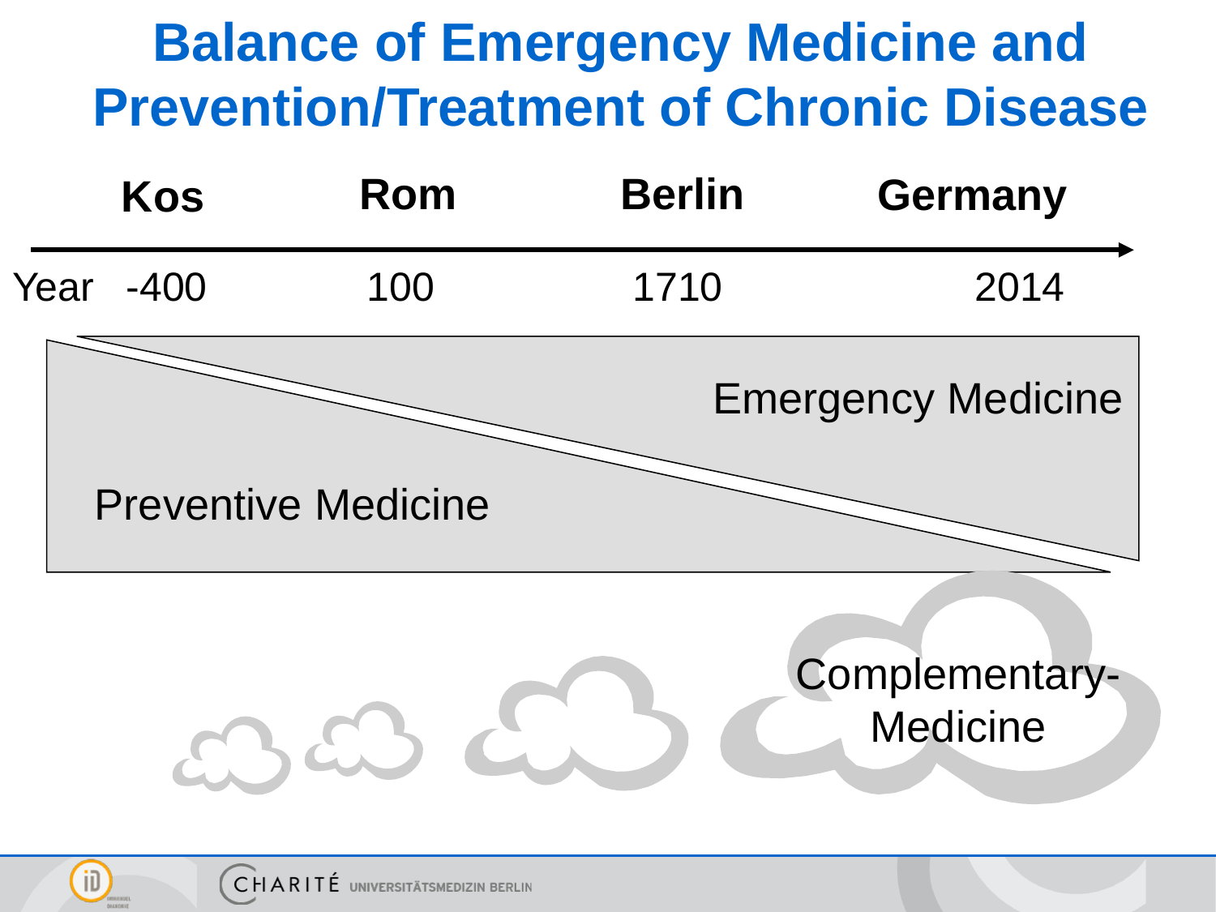# Balance of Emergency Medicine and Prevention/Treatment of Chronic Disease

**Kos** **Rom** **Berlin** **Germany**

Year -400 100 1710 2014

Emergency Medicine

Preventive Medicine

Complementary-Medicine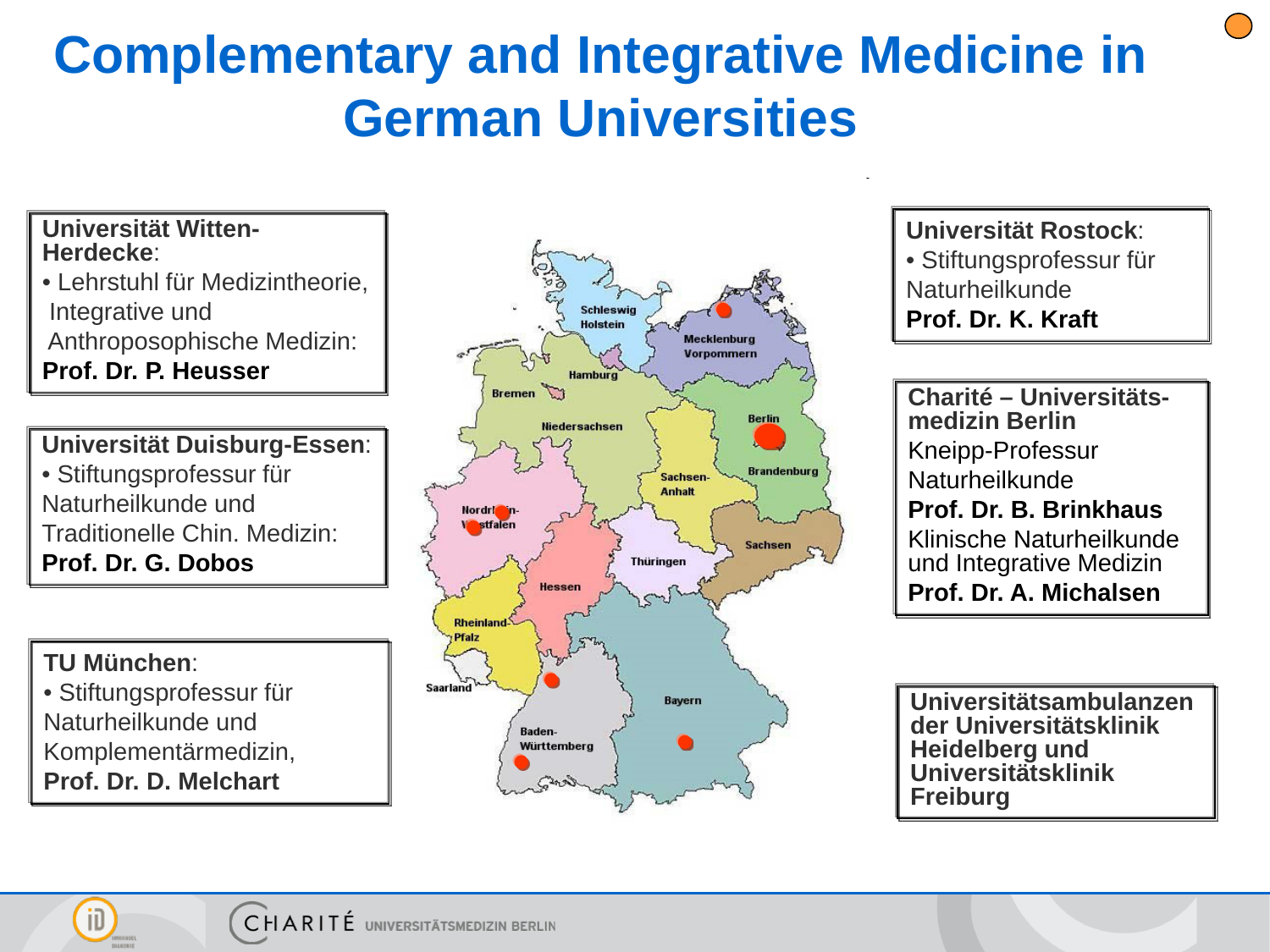# Complementary and Integrative Medicine in German Universities

**Universität Witten-Herdecke**:
- Lehrstuhl für Medizintheorie, Integrative und Anthroposophische Medizin:

**Prof. Dr. P. Heusser**

**Universität Duisburg-Essen**:
- Stiftungsprofessur für Naturheilkunde und Traditionelle Chin. Medizin:

**Prof. Dr. G. Dobos**

**TU München**:
- Stiftungsprofessur für Naturheilkunde und Komplementärmedizin,

**Prof. Dr. D. Melchart**

**Universität Rostock**:
- Stiftungsprofessur für Naturheilkunde

**Prof. Dr. K. Kraft**

**Charité – Universitäts-medizin Berlin**

Kneipp-Professur Naturheilkunde

**Prof. Dr. B. Brinkhaus**

Klinische Naturheilkunde und Integrative Medizin

**Prof. Dr. A. Michalsen**

**Universitätsambulanzen der Universitätsklinik Heidelberg und Universitätsklinik Freiburg**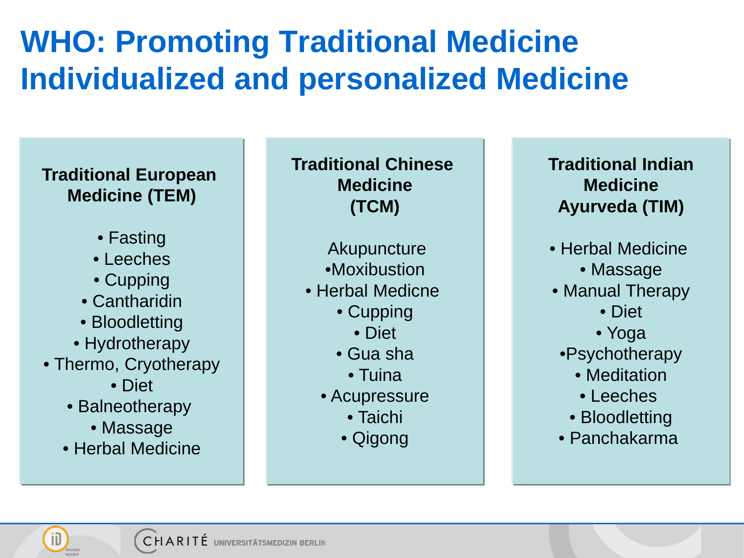# WHO: Promoting Traditional Medicine Individualized and personalized Medicine

### Traditional European Medicine (TEM)

- Fasting
- Leeches
- Cupping
- Cantharidin
- Bloodletting
- Hydrotherapy
- Thermo, Cryotherapy
- Diet
- Balneotherapy
- Massage
- Herbal Medicine

### Traditional Chinese Medicine (TCM)

- Akupuncture
- Moxibustion
- Herbal Medicne
- Cupping
- Diet
- Gua sha
- Tuina
- Acupressure
- Taichi
- Qigong

### Traditional Indian Medicine Ayurveda (TIM)

- Herbal Medicine
- Massage
- Manual Therapy
- Diet
- Yoga
- Psychotherapy
- Meditation
- Leeches
- Bloodletting
- Panchakarma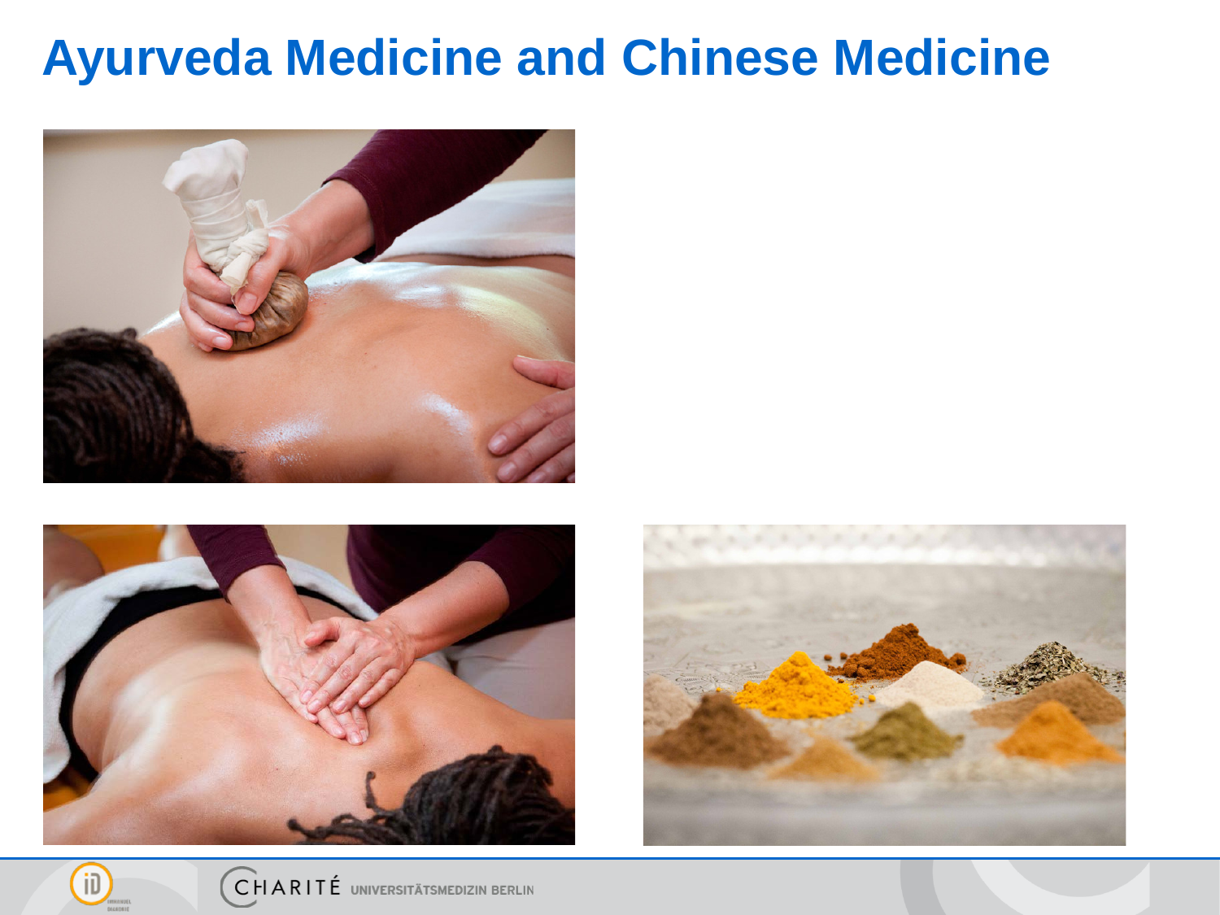# Ayurveda Medicine and Chinese Medicine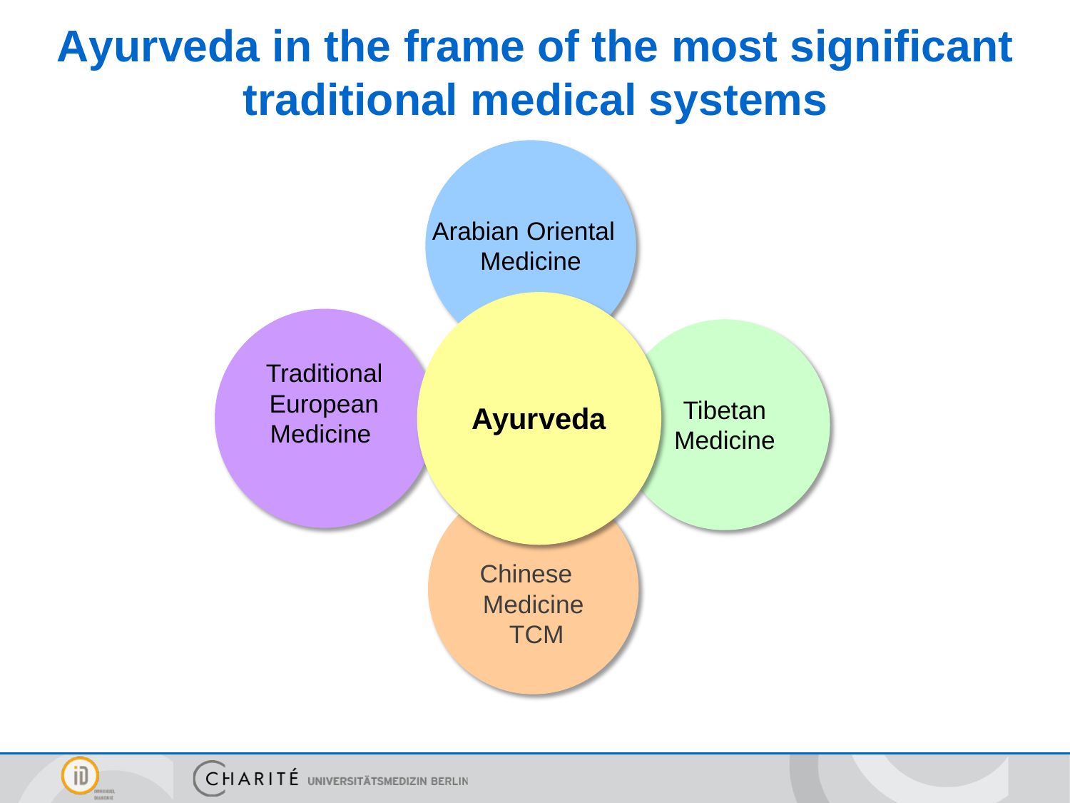# Ayurveda in the frame of the most significant traditional medical systems

- Arabian Oriental Medicine
- Traditional European Medicine
- **Ayurveda**
- Tibetan Medicine
- Chinese Medicine TCM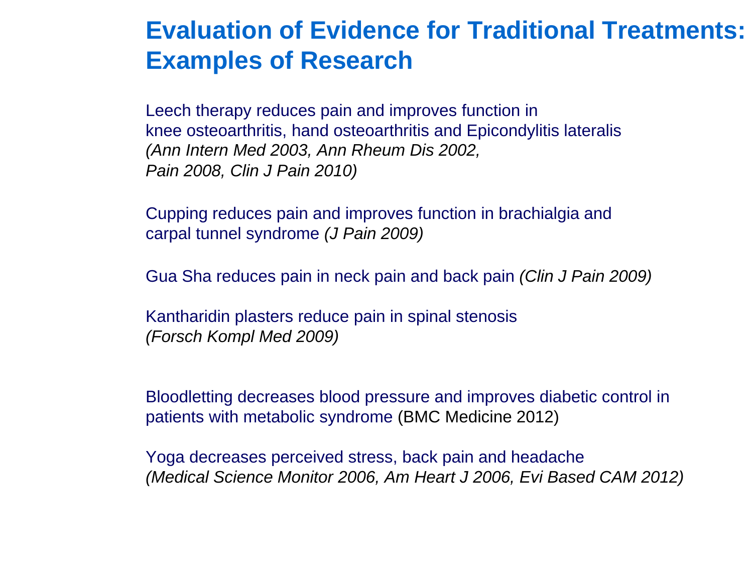# Evaluation of Evidence for Traditional Treatments: Examples of Research

Leech therapy reduces pain and improves function in knee osteoarthritis, hand osteoarthritis and Epicondylitis lateralis *(Ann Intern Med 2003, Ann Rheum Dis 2002, Pain 2008, Clin J Pain 2010)*

Cupping reduces pain and improves function in brachialgia and carpal tunnel syndrome *(J Pain 2009)*

Gua Sha reduces pain in neck pain and back pain *(Clin J Pain 2009)*

Kantharidin plasters reduce pain in spinal stenosis *(Forsch Kompl Med 2009)*

Bloodletting decreases blood pressure and improves diabetic control in patients with metabolic syndrome (BMC Medicine 2012)

Yoga decreases perceived stress, back pain and headache *(Medical Science Monitor 2006, Am Heart J 2006, Evi Based CAM 2012)*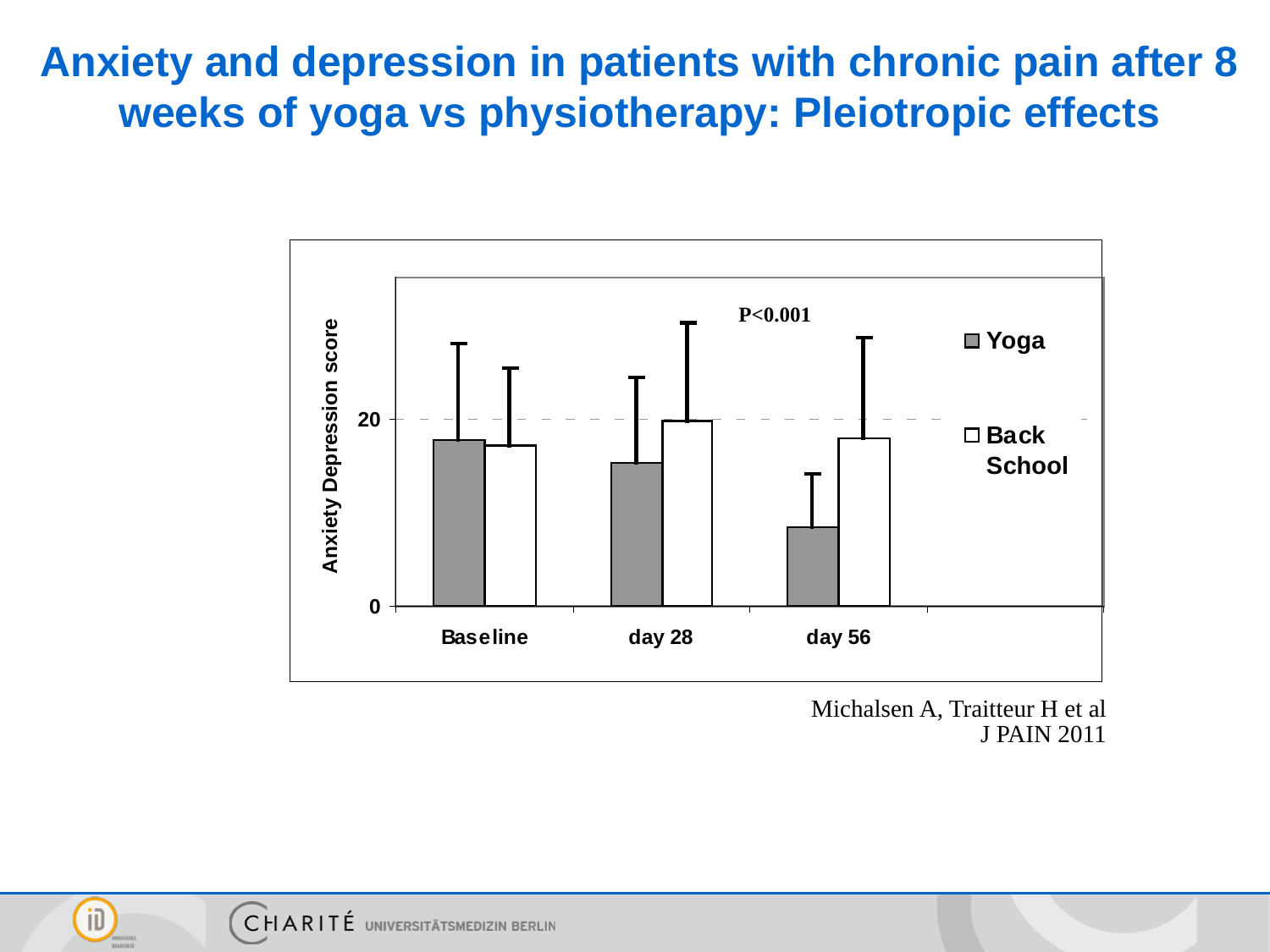# Anxiety and depression in patients with chronic pain after 8 weeks of yoga vs physiotherapy: Pleiotropic effects

Anxiety Depression score

P<0.001

Yoga

Back School

Baseline | day 28 | day 56

Michalsen A, Traitteur H et al
J PAIN 2011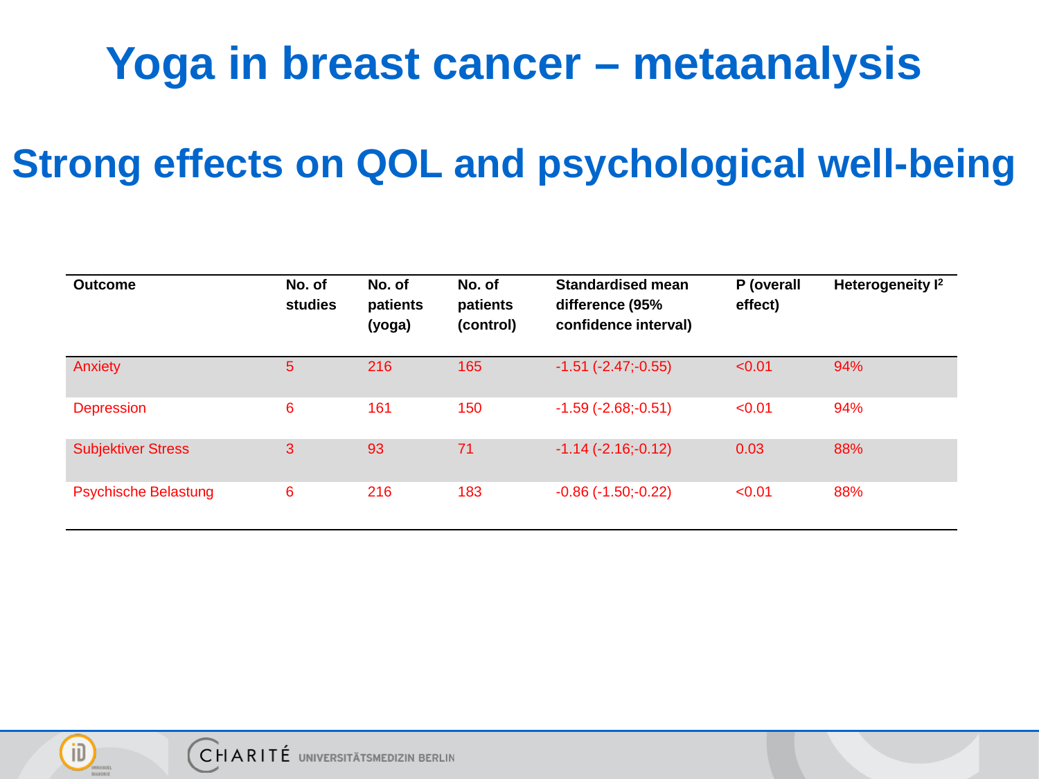# Yoga in breast cancer – metaanalysis

## Strong effects on QOL and psychological well-being

| Outcome | No. of studies | No. of patients (yoga) | No. of patients (control) | Standardised mean difference (95% confidence interval) | P (overall effect) | Heterogeneity $I^2$ |
|---|---|---|---|---|---|---|
| Anxiety | 5 | 216 | 165 | -1.51 (-2.47;-0.55) | <0.01 | 94% |
| Depression | 6 | 161 | 150 | -1.59 (-2.68;-0.51) | <0.01 | 94% |
| Subjektiver Stress | 3 | 93 | 71 | -1.14 (-2.16;-0.12) | 0.03 | 88% |
| Psychische Belastung | 6 | 216 | 183 | -0.86 (-1.50;-0.22) | <0.01 | 88% |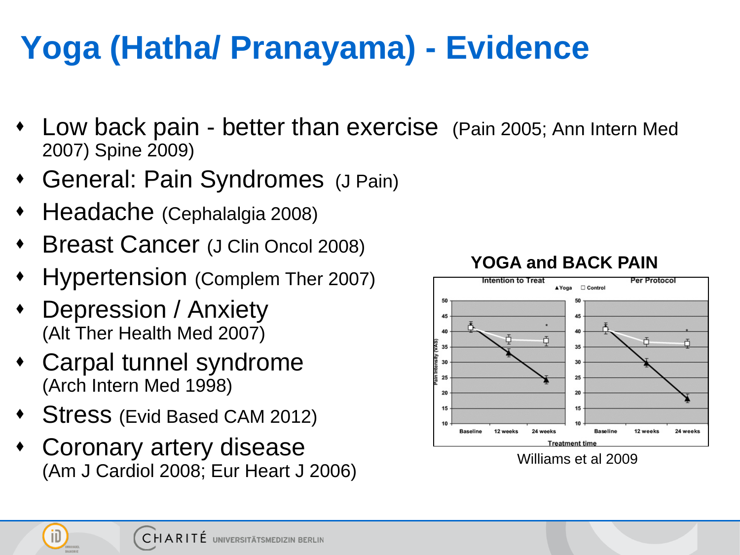# Yoga (Hatha/ Pranayama) - Evidence

- Low back pain - better than exercise (Pain 2005; Ann Intern Med 2007) Spine 2009)
- General: Pain Syndromes (J Pain)
- Headache (Cephalalgia 2008)
- Breast Cancer (J Clin Oncol 2008)
- Hypertension (Complem Ther 2007)
- Depression / Anxiety (Alt Ther Health Med 2007)
- Carpal tunnel syndrome (Arch Intern Med 1998)
- Stress (Evid Based CAM 2012)
- Coronary artery disease (Am J Cardiol 2008; Eur Heart J 2006)

**YOGA and BACK PAIN**

Williams et al 2009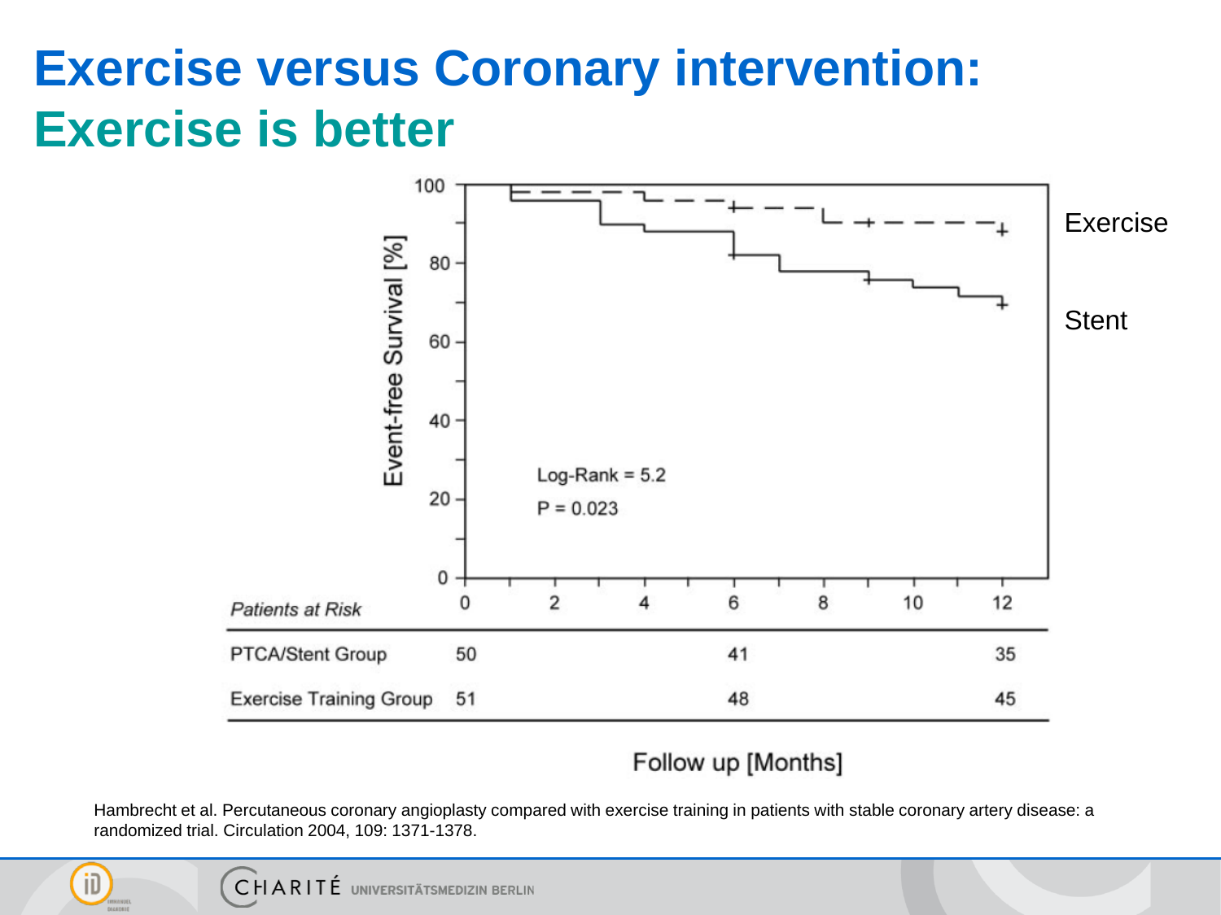# Exercise versus Coronary intervention: Exercise is better

Exercise

Stent

Log-Rank = 5.2

P = 0.023

| *Patients at Risk* | 0 | 6 | 12 |
|---|---|---|---|
| PTCA/Stent Group | 50 | 41 | 35 |
| Exercise Training Group | 51 | 48 | 45 |

Follow up [Months]

Hambrecht et al. Percutaneous coronary angioplasty compared with exercise training in patients with stable coronary artery disease: a randomized trial. Circulation 2004, 109: 1371-1378.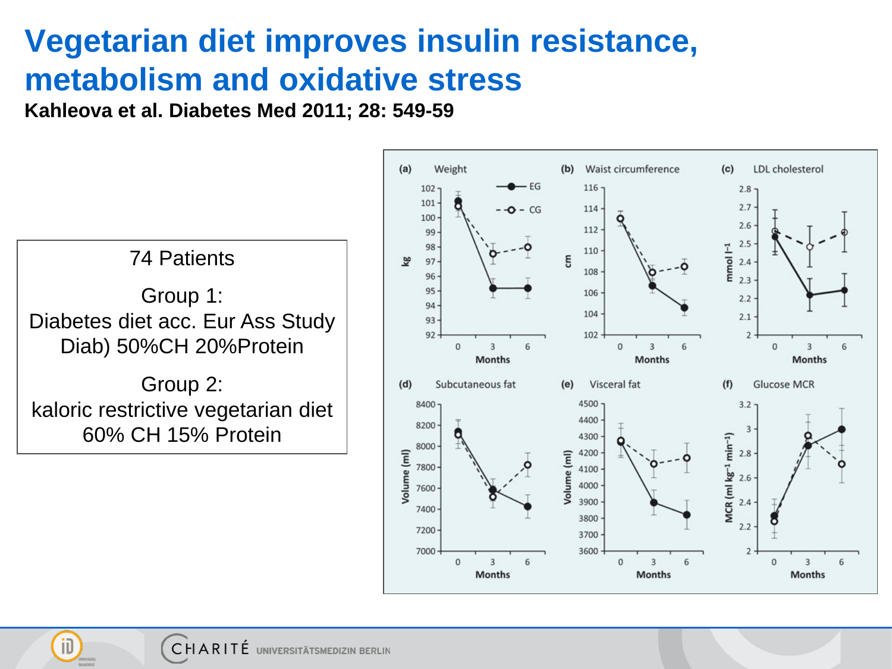# Vegetarian diet improves insulin resistance, metabolism and oxidative stress

**Kahleova et al. Diabetes Med 2011; 28: 549-59**

74 Patients

Group 1:
Diabetes diet acc. Eur Ass Study Diab) 50%CH 20%Protein

Group 2:
kaloric restrictive vegetarian diet 60% CH 15% Protein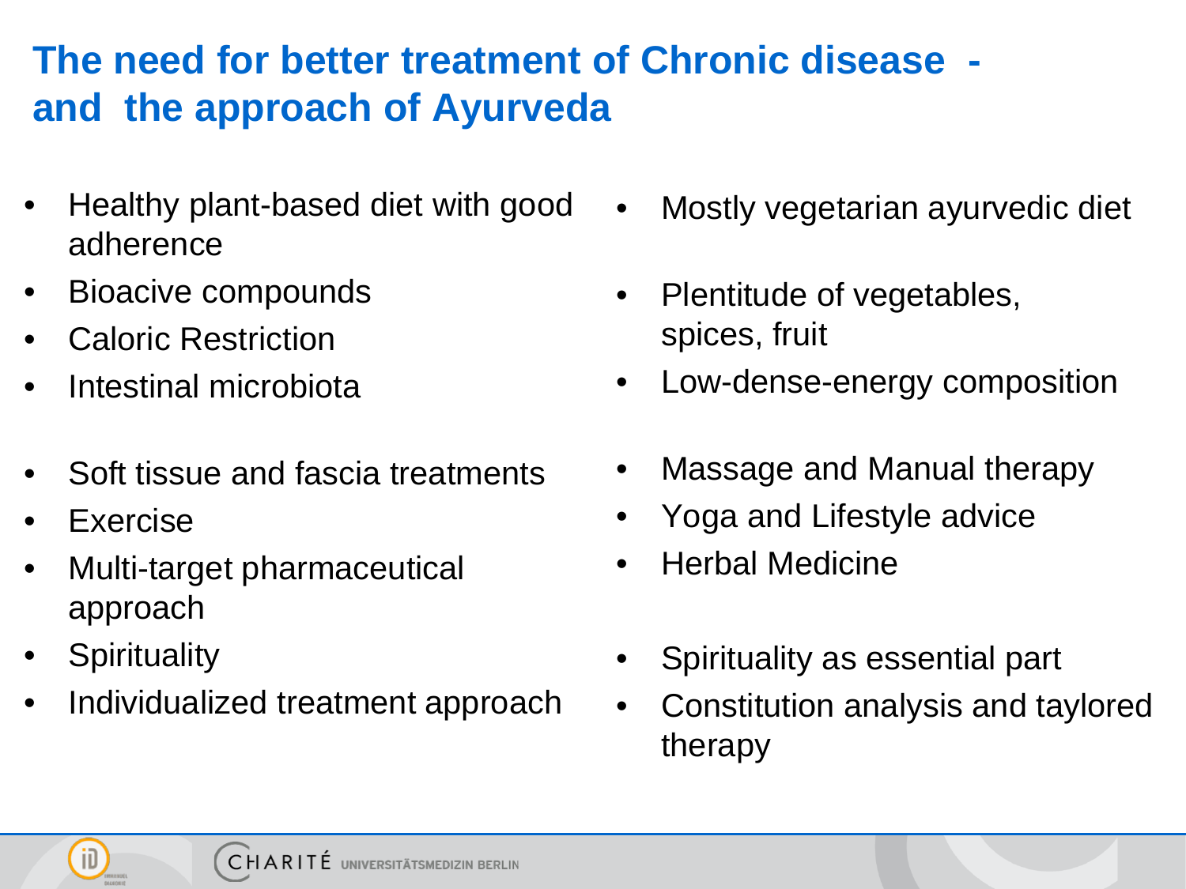# The need for better treatment of Chronic disease - and the approach of Ayurveda

- Healthy plant-based diet with good adherence
- Bioacive compounds
- Caloric Restriction
- Intestinal microbiota
- Soft tissue and fascia treatments
- Exercise
- Multi-target pharmaceutical approach
- Spirituality
- Individualized treatment approach

- Mostly vegetarian ayurvedic diet
- Plentitude of vegetables, spices, fruit
- Low-dense-energy composition
- Massage and Manual therapy
- Yoga and Lifestyle advice
- Herbal Medicine
- Spirituality as essential part
- Constitution analysis and taylored therapy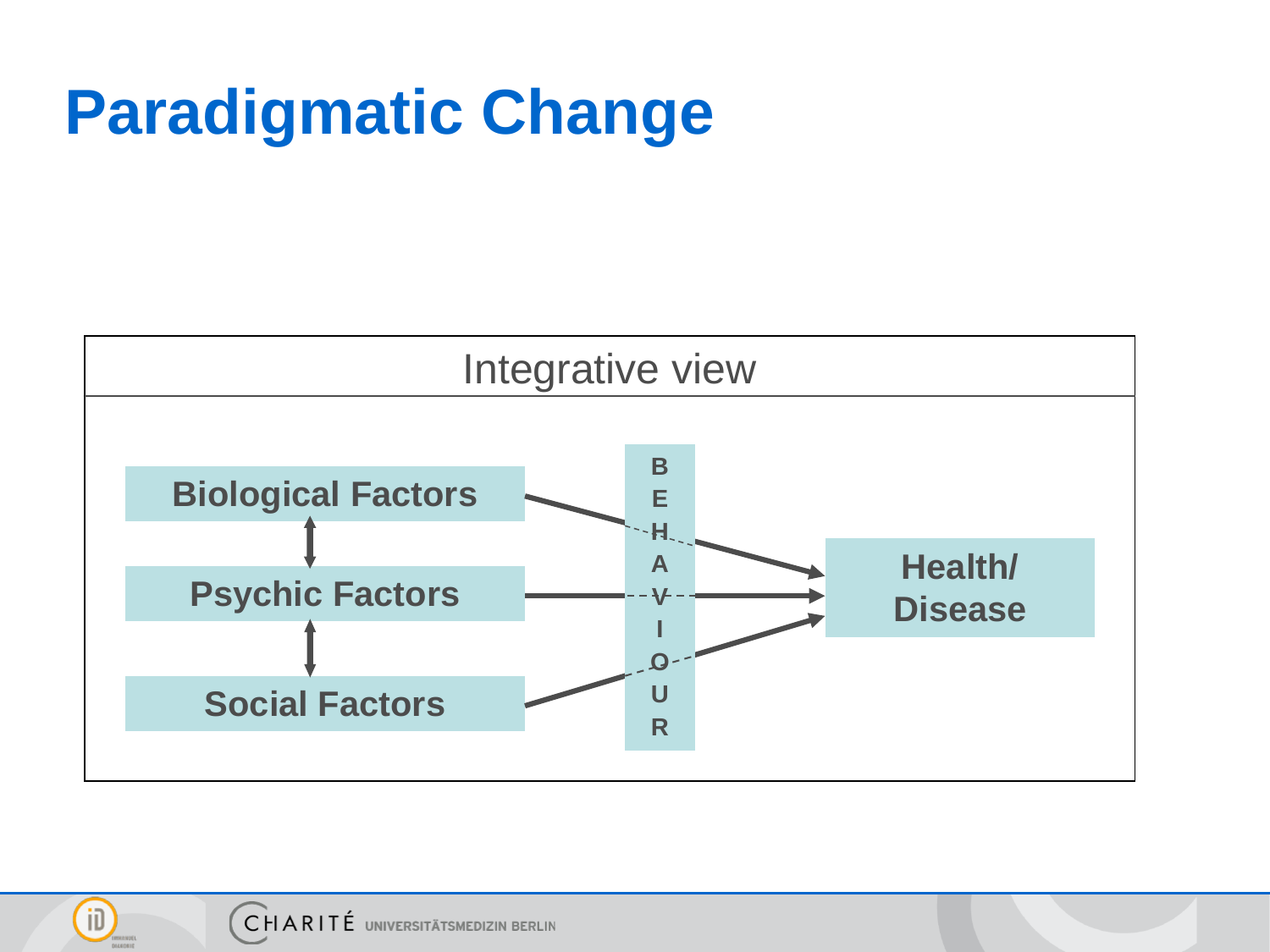# Paradigmatic Change

Integrative view

Biological Factors

Psychic Factors

Social Factors

BEHAVIOUR

Health/ Disease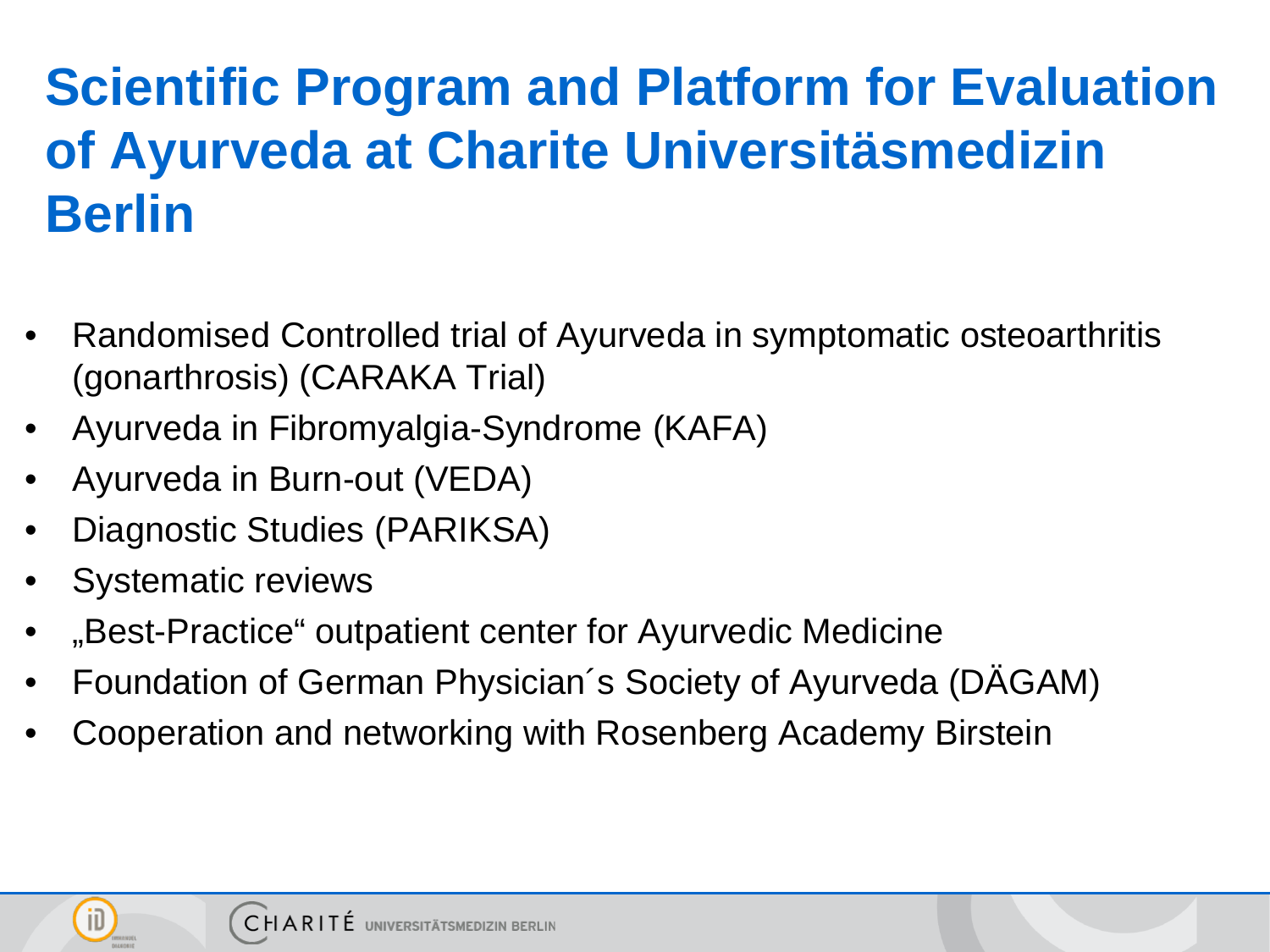# Scientific Program and Platform for Evaluation of Ayurveda at Charite Universitäsmedizin Berlin

- Randomised Controlled trial of Ayurveda in symptomatic osteoarthritis (gonarthrosis) (CARAKA Trial)
- Ayurveda in Fibromyalgia-Syndrome (KAFA)
- Ayurveda in Burn-out (VEDA)
- Diagnostic Studies (PARIKSA)
- Systematic reviews
- „Best-Practice“ outpatient center for Ayurvedic Medicine
- Foundation of German Physician´s Society of Ayurveda (DÄGAM)
- Cooperation and networking with Rosenberg Academy Birstein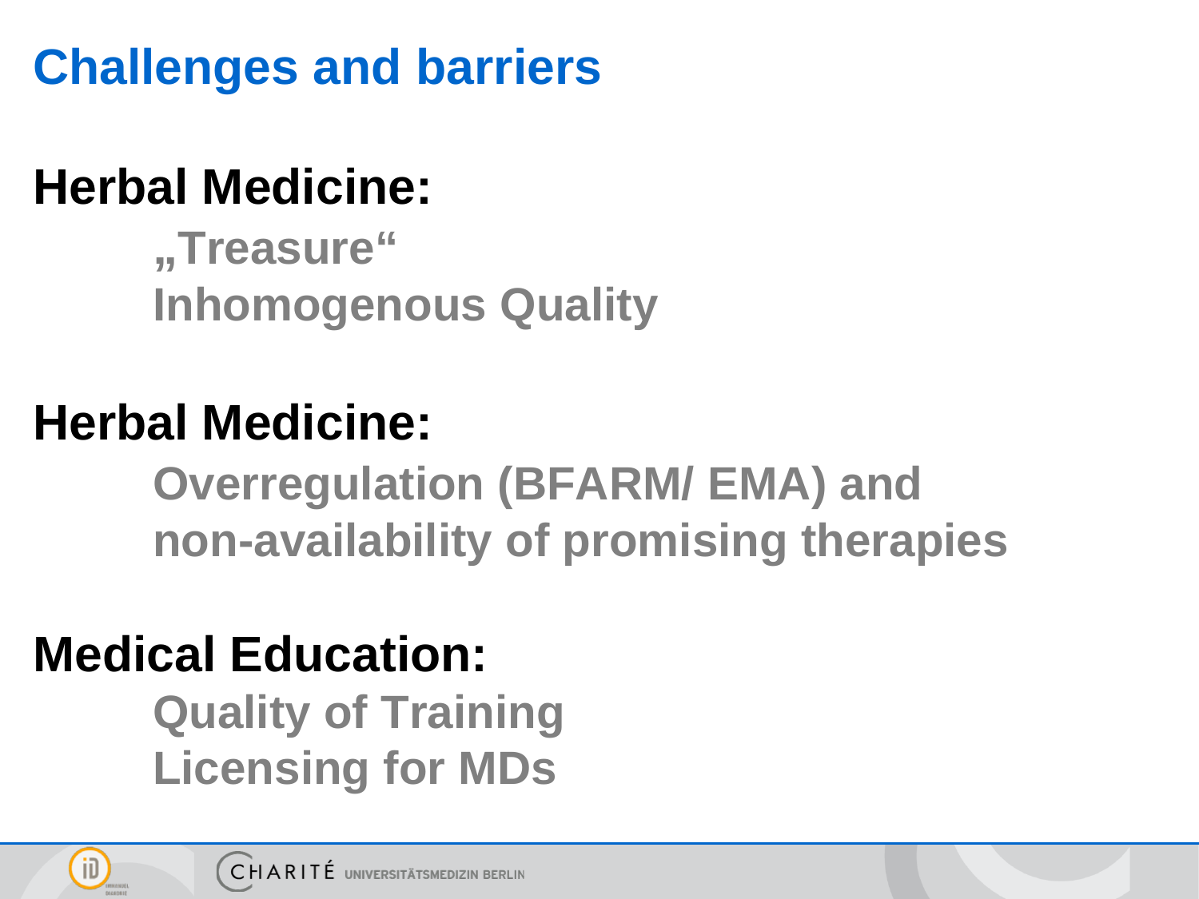# Challenges and barriers

## Herbal Medicine:

**„Treasure“**
**Inhomogenous Quality**

## Herbal Medicine:

**Overregulation (BFARM/ EMA) and non-availability of promising therapies**

## Medical Education:

**Quality of Training**
**Licensing for MDs**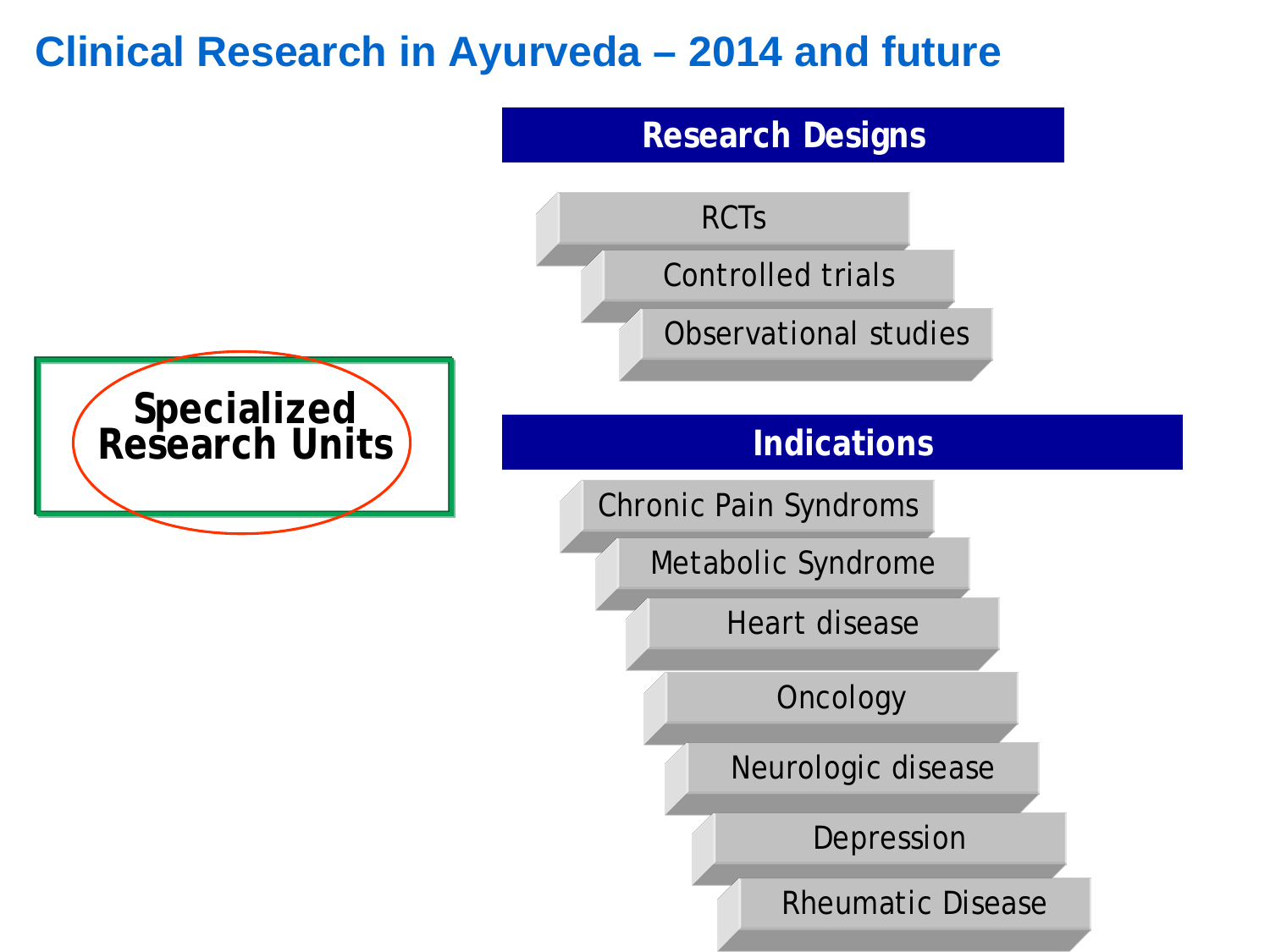# Clinical Research in Ayurveda – 2014 and future

**Specialized Research Units**

## Research Designs

- RCTs
- Controlled trials
- Observational studies

## Indications

- Chronic Pain Syndroms
- Metabolic Syndrome
- Heart disease
- Oncology
- Neurologic disease
- Depression
- Rheumatic Disease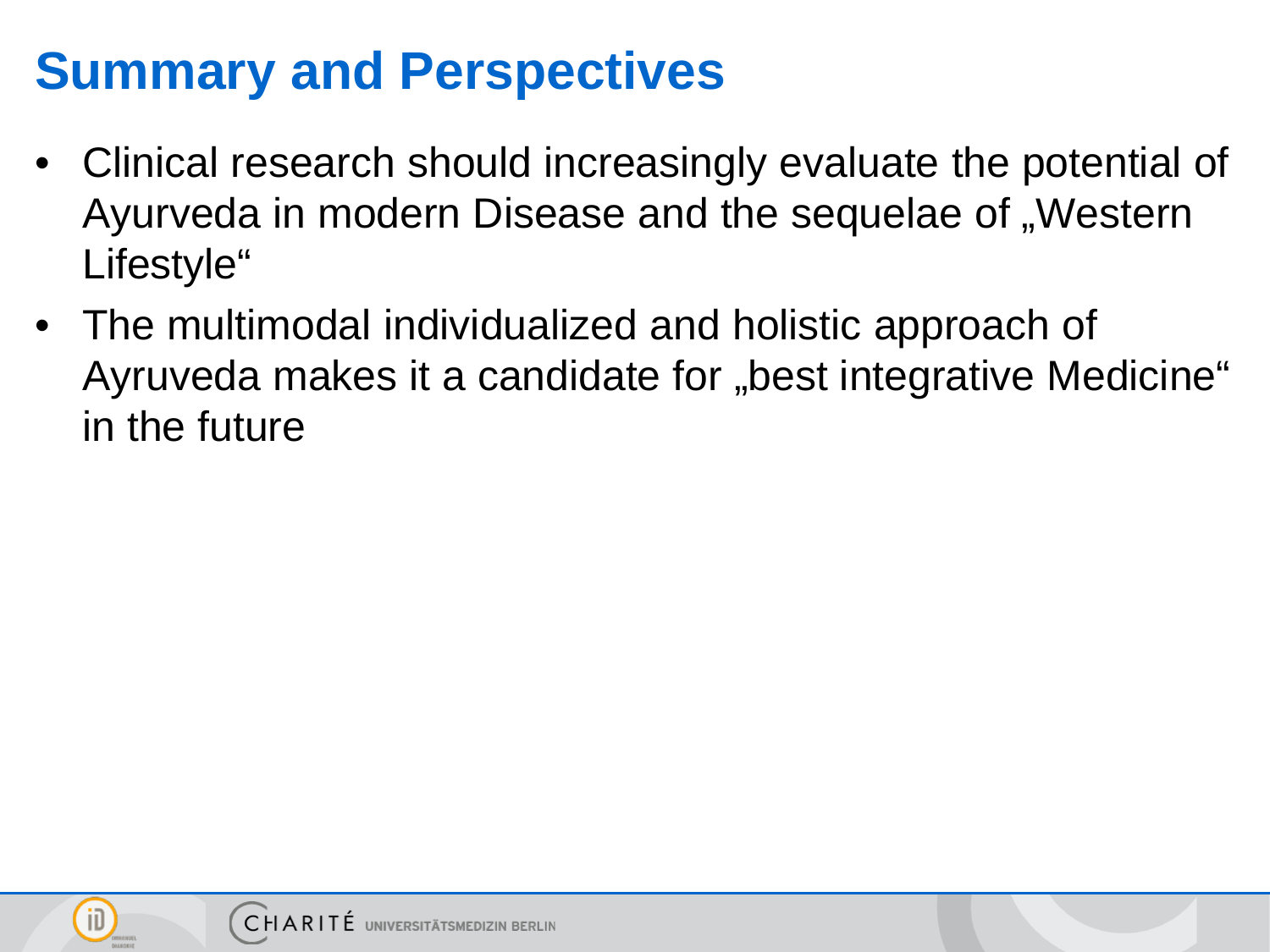# Summary and Perspectives

- Clinical research should increasingly evaluate the potential of Ayurveda in modern Disease and the sequelae of „Western Lifestyle“
- The multimodal individualized and holistic approach of Ayruveda makes it a candidate for „best integrative Medicine“ in the future